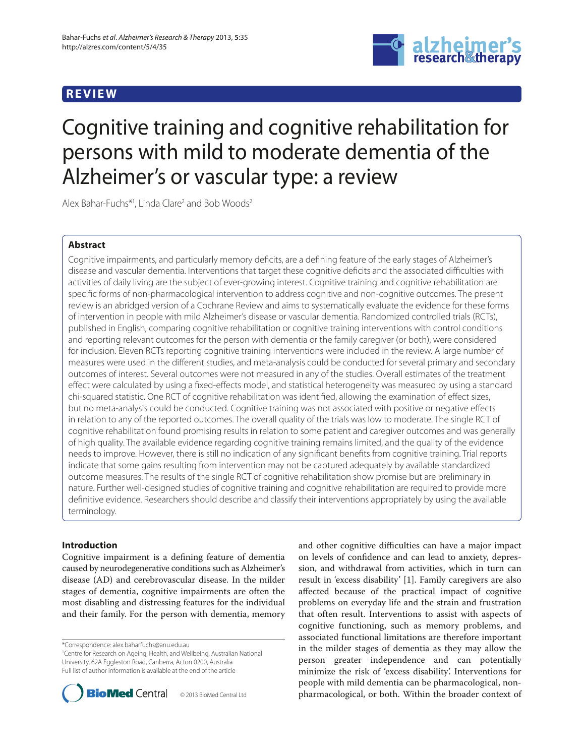REVIEW

# Cognitive training and cognitive rehabilitation for persons with mild to moderate dementia of the Alzheimer's or vascular type: a review

Alex Bahar-Fuchs*[1], Linda Clare[2] and Bob Woods[2]

## Abstract

Cognitive impairments, and particularly memory deficits, are a defining feature of the early stages of Alzheimer's disease and vascular dementia. Interventions that target these cognitive deficits and the associated difficulties with activities of daily living are the subject of ever-growing interest. Cognitive training and cognitive rehabilitation are specific forms of non-pharmacological intervention to address cognitive and non-cognitive outcomes. The present review is an abridged version of a Cochrane Review and aims to systematically evaluate the evidence for these forms of intervention in people with mild Alzheimer's disease or vascular dementia. Randomized controlled trials (RCTs), published in English, comparing cognitive rehabilitation or cognitive training interventions with control conditions and reporting relevant outcomes for the person with dementia or the family caregiver (or both), were considered for inclusion. Eleven RCTs reporting cognitive training interventions were included in the review. A large number of measures were used in the different studies, and meta-analysis could be conducted for several primary and secondary outcomes of interest. Several outcomes were not measured in any of the studies. Overall estimates of the treatment effect were calculated by using a fixed-effects model, and statistical heterogeneity was measured by using a standard chi-squared statistic. One RCT of cognitive rehabilitation was identified, allowing the examination of effect sizes, but no meta-analysis could be conducted. Cognitive training was not associated with positive or negative effects in relation to any of the reported outcomes. The overall quality of the trials was low to moderate. The single RCT of cognitive rehabilitation found promising results in relation to some patient and caregiver outcomes and was generally of high quality. The available evidence regarding cognitive training remains limited, and the quality of the evidence needs to improve. However, there is still no indication of any significant benefits from cognitive training. Trial reports indicate that some gains resulting from intervention may not be captured adequately by available standardized outcome measures. The results of the single RCT of cognitive rehabilitation show promise but are preliminary in nature. Further well-designed studies of cognitive training and cognitive rehabilitation are required to provide more definitive evidence. Researchers should describe and classify their interventions appropriately by using the available terminology.

## Introduction

Cognitive impairment is a defining feature of dementia caused by neurodegenerative conditions such as Alzheimer's disease (AD) and cerebrovascular disease. In the milder stages of dementia, cognitive impairments are often the most disabling and distressing features for the individual and their family. For the person with dementia, memory and other cognitive difficulties can have a major impact on levels of confidence and can lead to anxiety, depression, and withdrawal from activities, which in turn can result in 'excess disability' [1]. Family caregivers are also affected because of the practical impact of cognitive problems on everyday life and the strain and frustration that often result. Interventions to assist with aspects of cognitive functioning, such as memory problems, and associated functional limitations are therefore important in the milder stages of dementia as they may allow the person greater independence and can potentially minimize the risk of 'excess disability'. Interventions for people with mild dementia can be pharmacological, non-pharmacological, or both. Within the broader context of

*Correspondence: alex.baharfuchs@anu.edu.au
[1]Centre for Research on Ageing, Health, and Wellbeing, Australian National University, 62A Eggleston Road, Canberra, Acton 0200, Australia
Full list of author information is available at the end of the article

© 2013 BioMed Central Ltd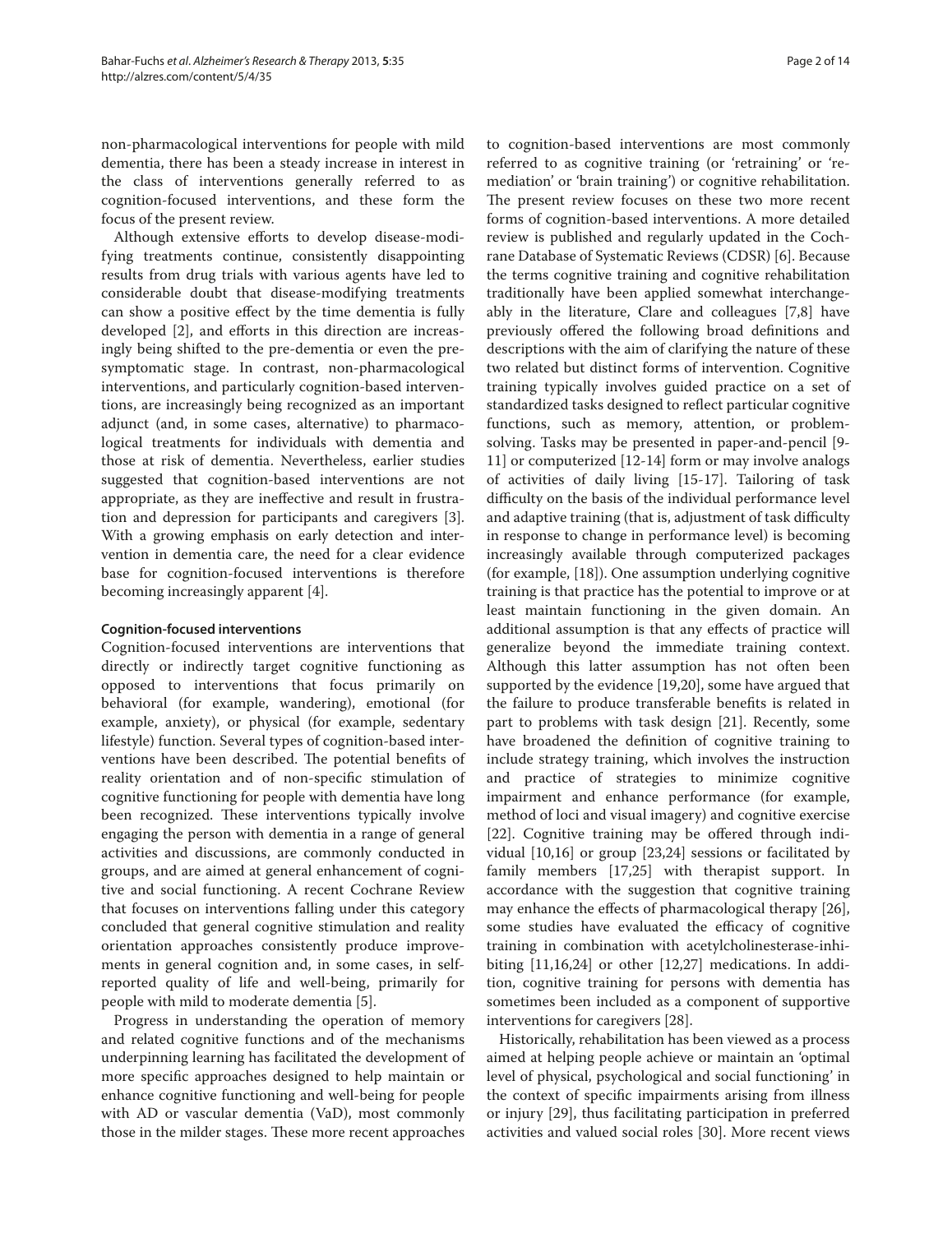non-pharmacological interventions for people with mild dementia, there has been a steady increase in interest in the class of interventions generally referred to as cognition-focused interventions, and these form the focus of the present review.

Although extensive efforts to develop disease-modifying treatments continue, consistently disappointing results from drug trials with various agents have led to considerable doubt that disease-modifying treatments can show a positive effect by the time dementia is fully developed [2], and efforts in this direction are increasingly being shifted to the pre-dementia or even the presymptomatic stage. In contrast, non-pharmacological interventions, and particularly cognition-based interventions, are increasingly being recognized as an important adjunct (and, in some cases, alternative) to pharmacological treatments for individuals with dementia and those at risk of dementia. Nevertheless, earlier studies suggested that cognition-based interventions are not appropriate, as they are ineffective and result in frustration and depression for participants and caregivers [3]. With a growing emphasis on early detection and intervention in dementia care, the need for a clear evidence base for cognition-focused interventions is therefore becoming increasingly apparent [4].

### Cognition-focused interventions

Cognition-focused interventions are interventions that directly or indirectly target cognitive functioning as opposed to interventions that focus primarily on behavioral (for example, wandering), emotional (for example, anxiety), or physical (for example, sedentary lifestyle) function. Several types of cognition-based interventions have been described. The potential benefits of reality orientation and of non-specific stimulation of cognitive functioning for people with dementia have long been recognized. These interventions typically involve engaging the person with dementia in a range of general activities and discussions, are commonly conducted in groups, and are aimed at general enhancement of cognitive and social functioning. A recent Cochrane Review that focuses on interventions falling under this category concluded that general cognitive stimulation and reality orientation approaches consistently produce improvements in general cognition and, in some cases, in self-reported quality of life and well-being, primarily for people with mild to moderate dementia [5].

Progress in understanding the operation of memory and related cognitive functions and of the mechanisms underpinning learning has facilitated the development of more specific approaches designed to help maintain or enhance cognitive functioning and well-being for people with AD or vascular dementia (VaD), most commonly those in the milder stages. These more recent approaches to cognition-based interventions are most commonly referred to as cognitive training (or 'retraining' or 'remediation' or 'brain training') or cognitive rehabilitation. The present review focuses on these two more recent forms of cognition-based interventions. A more detailed review is published and regularly updated in the Cochrane Database of Systematic Reviews (CDSR) [6]. Because the terms cognitive training and cognitive rehabilitation traditionally have been applied somewhat interchangeably in the literature, Clare and colleagues [7,8] have previously offered the following broad definitions and descriptions with the aim of clarifying the nature of these two related but distinct forms of intervention. Cognitive training typically involves guided practice on a set of standardized tasks designed to reflect particular cognitive functions, such as memory, attention, or problem-solving. Tasks may be presented in paper-and-pencil [9-11] or computerized [12-14] form or may involve analogs of activities of daily living [15-17]. Tailoring of task difficulty on the basis of the individual performance level and adaptive training (that is, adjustment of task difficulty in response to change in performance level) is becoming increasingly available through computerized packages (for example, [18]). One assumption underlying cognitive training is that practice has the potential to improve or at least maintain functioning in the given domain. An additional assumption is that any effects of practice will generalize beyond the immediate training context. Although this latter assumption has not often been supported by the evidence [19,20], some have argued that the failure to produce transferable benefits is related in part to problems with task design [21]. Recently, some have broadened the definition of cognitive training to include strategy training, which involves the instruction and practice of strategies to minimize cognitive impairment and enhance performance (for example, method of loci and visual imagery) and cognitive exercise [22]. Cognitive training may be offered through individual [10,16] or group [23,24] sessions or facilitated by family members [17,25] with therapist support. In accordance with the suggestion that cognitive training may enhance the effects of pharmacological therapy [26], some studies have evaluated the efficacy of cognitive training in combination with acetylcholinesterase-inhibiting [11,16,24] or other [12,27] medications. In addition, cognitive training for persons with dementia has sometimes been included as a component of supportive interventions for caregivers [28].

Historically, rehabilitation has been viewed as a process aimed at helping people achieve or maintain an 'optimal level of physical, psychological and social functioning' in the context of specific impairments arising from illness or injury [29], thus facilitating participation in preferred activities and valued social roles [30]. More recent views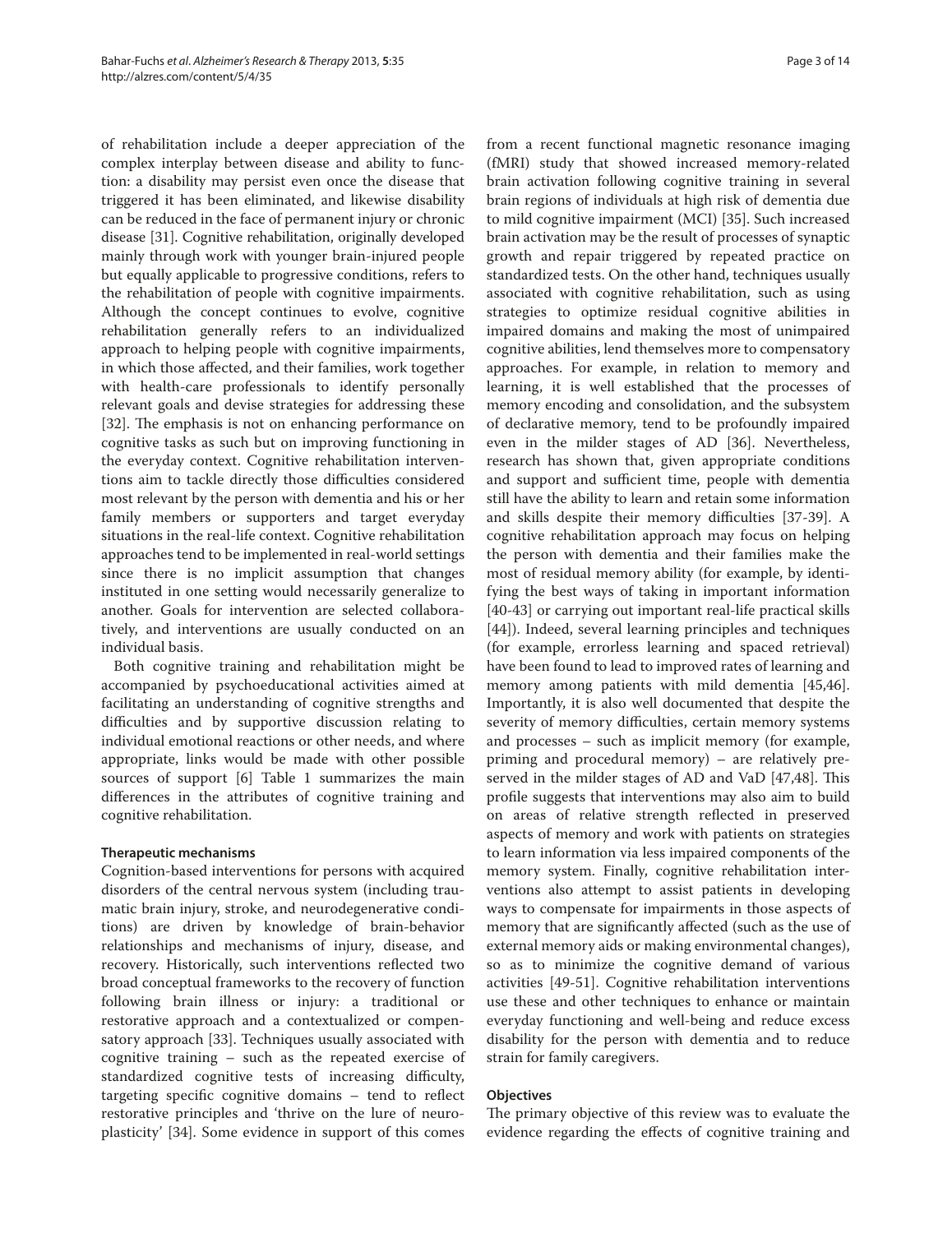of rehabilitation include a deeper appreciation of the complex interplay between disease and ability to function: a disability may persist even once the disease that triggered it has been eliminated, and likewise disability can be reduced in the face of permanent injury or chronic disease [31]. Cognitive rehabilitation, originally developed mainly through work with younger brain-injured people but equally applicable to progressive conditions, refers to the rehabilitation of people with cognitive impairments. Although the concept continues to evolve, cognitive rehabilitation generally refers to an individualized approach to helping people with cognitive impairments, in which those affected, and their families, work together with health-care professionals to identify personally relevant goals and devise strategies for addressing these [32]. The emphasis is not on enhancing performance on cognitive tasks as such but on improving functioning in the everyday context. Cognitive rehabilitation interventions aim to tackle directly those difficulties considered most relevant by the person with dementia and his or her family members or supporters and target everyday situations in the real-life context. Cognitive rehabilitation approaches tend to be implemented in real-world settings since there is no implicit assumption that changes instituted in one setting would necessarily generalize to another. Goals for intervention are selected collaboratively, and interventions are usually conducted on an individual basis.

Both cognitive training and rehabilitation might be accompanied by psychoeducational activities aimed at facilitating an understanding of cognitive strengths and difficulties and by supportive discussion relating to individual emotional reactions or other needs, and where appropriate, links would be made with other possible sources of support [6] Table 1 summarizes the main differences in the attributes of cognitive training and cognitive rehabilitation.

#### Therapeutic mechanisms

Cognition-based interventions for persons with acquired disorders of the central nervous system (including traumatic brain injury, stroke, and neurodegenerative conditions) are driven by knowledge of brain-behavior relationships and mechanisms of injury, disease, and recovery. Historically, such interventions reflected two broad conceptual frameworks to the recovery of function following brain illness or injury: a traditional or restorative approach and a contextualized or compensatory approach [33]. Techniques usually associated with cognitive training – such as the repeated exercise of standardized cognitive tests of increasing difficulty, targeting specific cognitive domains – tend to reflect restorative principles and 'thrive on the lure of neuroplasticity' [34]. Some evidence in support of this comes from a recent functional magnetic resonance imaging (fMRI) study that showed increased memory-related brain activation following cognitive training in several brain regions of individuals at high risk of dementia due to mild cognitive impairment (MCI) [35]. Such increased brain activation may be the result of processes of synaptic growth and repair triggered by repeated practice on standardized tests. On the other hand, techniques usually associated with cognitive rehabilitation, such as using strategies to optimize residual cognitive abilities in impaired domains and making the most of unimpaired cognitive abilities, lend themselves more to compensatory approaches. For example, in relation to memory and learning, it is well established that the processes of memory encoding and consolidation, and the subsystem of declarative memory, tend to be profoundly impaired even in the milder stages of AD [36]. Nevertheless, research has shown that, given appropriate conditions and support and sufficient time, people with dementia still have the ability to learn and retain some information and skills despite their memory difficulties [37-39]. A cognitive rehabilitation approach may focus on helping the person with dementia and their families make the most of residual memory ability (for example, by identifying the best ways of taking in important information [40-43] or carrying out important real-life practical skills [44]). Indeed, several learning principles and techniques (for example, errorless learning and spaced retrieval) have been found to lead to improved rates of learning and memory among patients with mild dementia [45,46]. Importantly, it is also well documented that despite the severity of memory difficulties, certain memory systems and processes – such as implicit memory (for example, priming and procedural memory) – are relatively preserved in the milder stages of AD and VaD [47,48]. This profile suggests that interventions may also aim to build on areas of relative strength reflected in preserved aspects of memory and work with patients on strategies to learn information via less impaired components of the memory system. Finally, cognitive rehabilitation interventions also attempt to assist patients in developing ways to compensate for impairments in those aspects of memory that are significantly affected (such as the use of external memory aids or making environmental changes), so as to minimize the cognitive demand of various activities [49-51]. Cognitive rehabilitation interventions use these and other techniques to enhance or maintain everyday functioning and well-being and reduce excess disability for the person with dementia and to reduce strain for family caregivers.

#### Objectives

The primary objective of this review was to evaluate the evidence regarding the effects of cognitive training and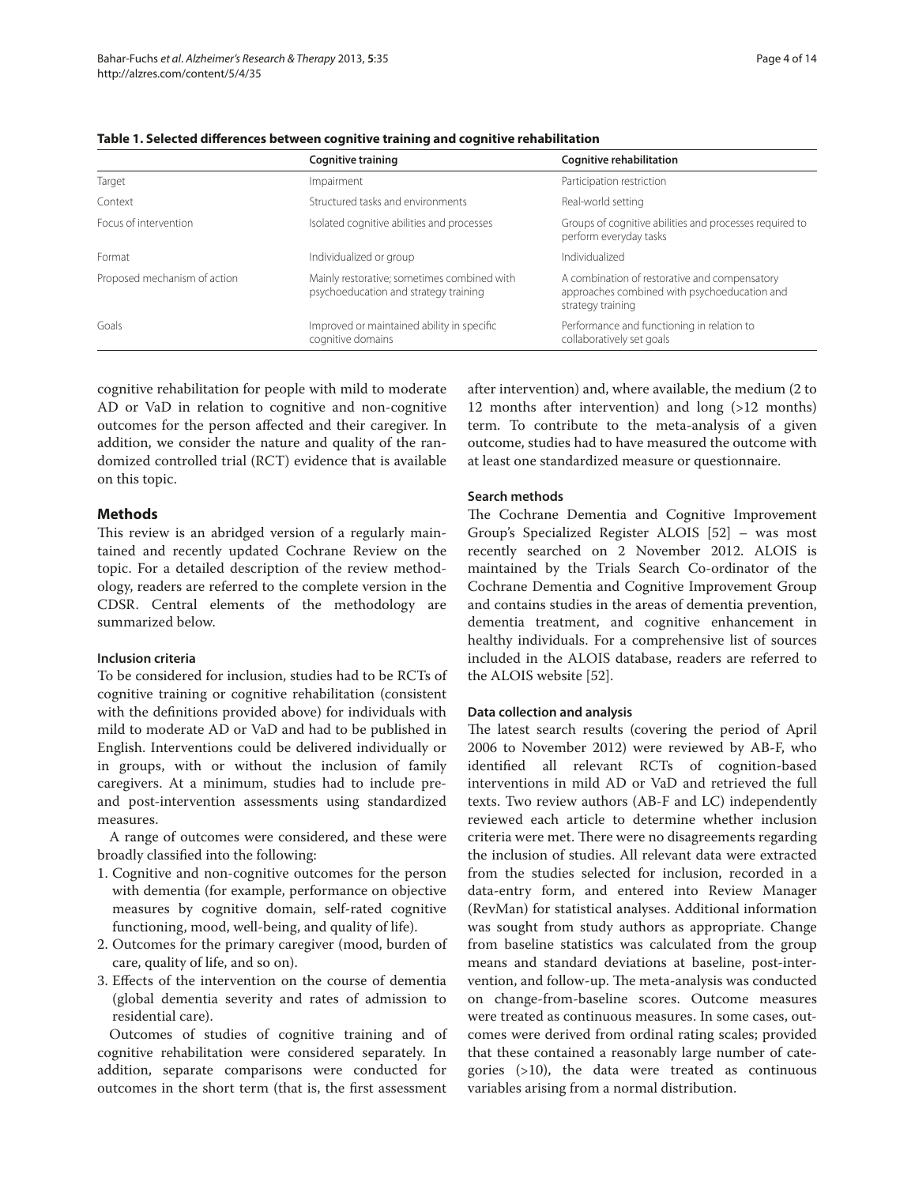**Table 1. Selected differences between cognitive training and cognitive rehabilitation**

| | Cognitive training | Cognitive rehabilitation |
|---|---|---|
| Target | Impairment | Participation restriction |
| Context | Structured tasks and environments | Real-world setting |
| Focus of intervention | Isolated cognitive abilities and processes | Groups of cognitive abilities and processes required to perform everyday tasks |
| Format | Individualized or group | Individualized |
| Proposed mechanism of action | Mainly restorative; sometimes combined with psychoeducation and strategy training | A combination of restorative and compensatory approaches combined with psychoeducation and strategy training |
| Goals | Improved or maintained ability in specific cognitive domains | Performance and functioning in relation to collaboratively set goals |

cognitive rehabilitation for people with mild to moderate AD or VaD in relation to cognitive and non-cognitive outcomes for the person affected and their caregiver. In addition, we consider the nature and quality of the randomized controlled trial (RCT) evidence that is available on this topic.

## Methods

This review is an abridged version of a regularly maintained and recently updated Cochrane Review on the topic. For a detailed description of the review methodology, readers are referred to the complete version in the CDSR. Central elements of the methodology are summarized below.

### Inclusion criteria

To be considered for inclusion, studies had to be RCTs of cognitive training or cognitive rehabilitation (consistent with the definitions provided above) for individuals with mild to moderate AD or VaD and had to be published in English. Interventions could be delivered individually or in groups, with or without the inclusion of family caregivers. At a minimum, studies had to include pre- and post-intervention assessments using standardized measures.

A range of outcomes were considered, and these were broadly classified into the following:

1. Cognitive and non-cognitive outcomes for the person with dementia (for example, performance on objective measures by cognitive domain, self-rated cognitive functioning, mood, well-being, and quality of life).
2. Outcomes for the primary caregiver (mood, burden of care, quality of life, and so on).
3. Effects of the intervention on the course of dementia (global dementia severity and rates of admission to residential care).

Outcomes of studies of cognitive training and of cognitive rehabilitation were considered separately. In addition, separate comparisons were conducted for outcomes in the short term (that is, the first assessment after intervention) and, where available, the medium (2 to 12 months after intervention) and long (>12 months) term. To contribute to the meta-analysis of a given outcome, studies had to have measured the outcome with at least one standardized measure or questionnaire.

### Search methods

The Cochrane Dementia and Cognitive Improvement Group's Specialized Register ALOIS [52] – was most recently searched on 2 November 2012. ALOIS is maintained by the Trials Search Co-ordinator of the Cochrane Dementia and Cognitive Improvement Group and contains studies in the areas of dementia prevention, dementia treatment, and cognitive enhancement in healthy individuals. For a comprehensive list of sources included in the ALOIS database, readers are referred to the ALOIS website [52].

### Data collection and analysis

The latest search results (covering the period of April 2006 to November 2012) were reviewed by AB-F, who identified all relevant RCTs of cognition-based interventions in mild AD or VaD and retrieved the full texts. Two review authors (AB-F and LC) independently reviewed each article to determine whether inclusion criteria were met. There were no disagreements regarding the inclusion of studies. All relevant data were extracted from the studies selected for inclusion, recorded in a data-entry form, and entered into Review Manager (RevMan) for statistical analyses. Additional information was sought from study authors as appropriate. Change from baseline statistics was calculated from the group means and standard deviations at baseline, post-intervention, and follow-up. The meta-analysis was conducted on change-from-baseline scores. Outcome measures were treated as continuous measures. In some cases, outcomes were derived from ordinal rating scales; provided that these contained a reasonably large number of categories (>10), the data were treated as continuous variables arising from a normal distribution.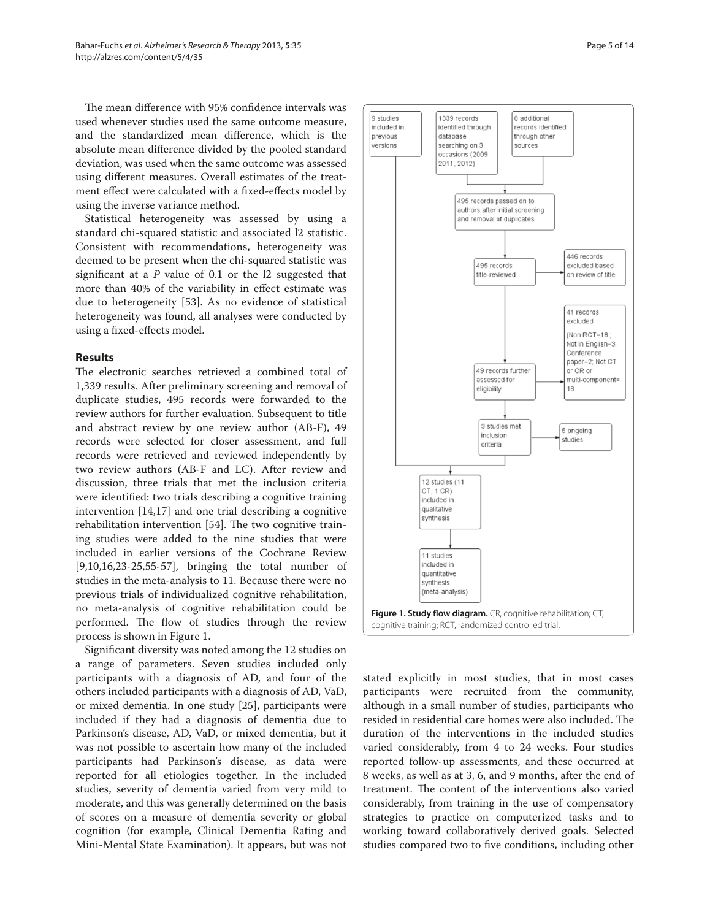The mean difference with 95% confidence intervals was used whenever studies used the same outcome measure, and the standardized mean difference, which is the absolute mean difference divided by the pooled standard deviation, was used when the same outcome was assessed using different measures. Overall estimates of the treatment effect were calculated with a fixed-effects model by using the inverse variance method.

Statistical heterogeneity was assessed by using a standard chi-squared statistic and associated I2 statistic. Consistent with recommendations, heterogeneity was deemed to be present when the chi-squared statistic was significant at a *P* value of 0.1 or the I2 suggested that more than 40% of the variability in effect estimate was due to heterogeneity [53]. As no evidence of statistical heterogeneity was found, all analyses were conducted by using a fixed-effects model.

## Results

The electronic searches retrieved a combined total of 1,339 results. After preliminary screening and removal of duplicate studies, 495 records were forwarded to the review authors for further evaluation. Subsequent to title and abstract review by one review author (AB-F), 49 records were selected for closer assessment, and full records were retrieved and reviewed independently by two review authors (AB-F and LC). After review and discussion, three trials that met the inclusion criteria were identified: two trials describing a cognitive training intervention [14,17] and one trial describing a cognitive rehabilitation intervention [54]. The two cognitive training studies were added to the nine studies that were included in earlier versions of the Cochrane Review [9,10,16,23-25,55-57], bringing the total number of studies in the meta-analysis to 11. Because there were no previous trials of individualized cognitive rehabilitation, no meta-analysis of cognitive rehabilitation could be performed. The flow of studies through the review process is shown in Figure 1.

9 studies included in previous versions

1339 records identified through database searching on 3 occasions (2009, 2011, 2012)

0 additional records identified through other sources

495 records passed on to authors after initial screening and removal of duplicates

495 records title-reviewed

446 records excluded based on review of title

49 records further assessed for eligibility

41 records excluded (Non RCT=18 ; Not in English=3; Conference paper=2; Not CT or CR or multi-component= 18

3 studies met inclusion criteria

5 ongoing studies

12 studies (11 CT, 1 CR) included in qualitative synthesis

11 studies included in quantitative synthesis (meta-analysis)

**Figure 1. Study flow diagram.** CR, cognitive rehabilitation; CT, cognitive training; RCT, randomized controlled trial.

Significant diversity was noted among the 12 studies on a range of parameters. Seven studies included only participants with a diagnosis of AD, and four of the others included participants with a diagnosis of AD, VaD, or mixed dementia. In one study [25], participants were included if they had a diagnosis of dementia due to Parkinson's disease, AD, VaD, or mixed dementia, but it was not possible to ascertain how many of the included participants had Parkinson's disease, as data were reported for all etiologies together. In the included studies, severity of dementia varied from very mild to moderate, and this was generally determined on the basis of scores on a measure of dementia severity or global cognition (for example, Clinical Dementia Rating and Mini-Mental State Examination). It appears, but was not stated explicitly in most studies, that in most cases participants were recruited from the community, although in a small number of studies, participants who resided in residential care homes were also included. The duration of the interventions in the included studies varied considerably, from 4 to 24 weeks. Four studies reported follow-up assessments, and these occurred at 8 weeks, as well as at 3, 6, and 9 months, after the end of treatment. The content of the interventions also varied considerably, from training in the use of compensatory strategies to practice on computerized tasks and to working toward collaboratively derived goals. Selected studies compared two to five conditions, including other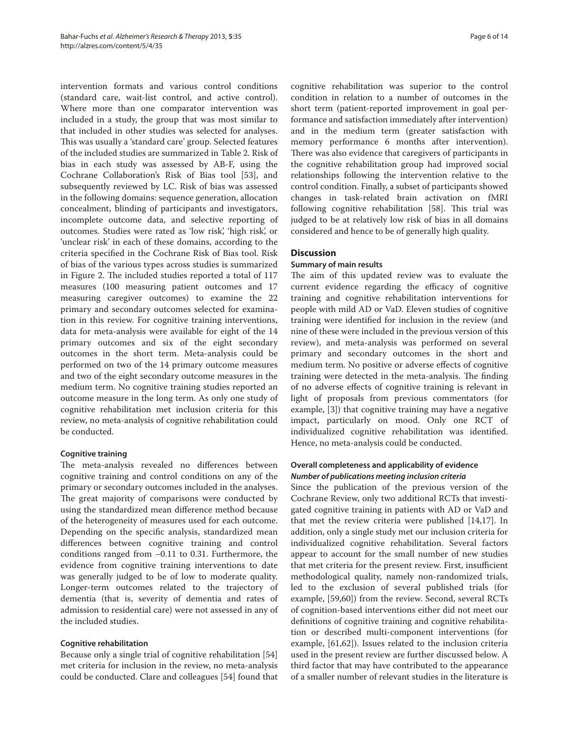intervention formats and various control conditions (standard care, wait-list control, and active control). Where more than one comparator intervention was included in a study, the group that was most similar to that included in other studies was selected for analyses. This was usually a 'standard care' group. Selected features of the included studies are summarized in Table 2. Risk of bias in each study was assessed by AB-F, using the Cochrane Collaboration's Risk of Bias tool [53], and subsequently reviewed by LC. Risk of bias was assessed in the following domains: sequence generation, allocation concealment, blinding of participants and investigators, incomplete outcome data, and selective reporting of outcomes. Studies were rated as 'low risk', 'high risk', or 'unclear risk' in each of these domains, according to the criteria specified in the Cochrane Risk of Bias tool. Risk of bias of the various types across studies is summarized in Figure 2. The included studies reported a total of 117 measures (100 measuring patient outcomes and 17 measuring caregiver outcomes) to examine the 22 primary and secondary outcomes selected for examination in this review. For cognitive training interventions, data for meta-analysis were available for eight of the 14 primary outcomes and six of the eight secondary outcomes in the short term. Meta-analysis could be performed on two of the 14 primary outcome measures and two of the eight secondary outcome measures in the medium term. No cognitive training studies reported an outcome measure in the long term. As only one study of cognitive rehabilitation met inclusion criteria for this review, no meta-analysis of cognitive rehabilitation could be conducted.

#### Cognitive training

The meta-analysis revealed no differences between cognitive training and control conditions on any of the primary or secondary outcomes included in the analyses. The great majority of comparisons were conducted by using the standardized mean difference method because of the heterogeneity of measures used for each outcome. Depending on the specific analysis, standardized mean differences between cognitive training and control conditions ranged from −0.11 to 0.31. Furthermore, the evidence from cognitive training interventions to date was generally judged to be of low to moderate quality. Longer-term outcomes related to the trajectory of dementia (that is, severity of dementia and rates of admission to residential care) were not assessed in any of the included studies.

#### Cognitive rehabilitation

Because only a single trial of cognitive rehabilitation [54] met criteria for inclusion in the review, no meta-analysis could be conducted. Clare and colleagues [54] found that cognitive rehabilitation was superior to the control condition in relation to a number of outcomes in the short term (patient-reported improvement in goal performance and satisfaction immediately after intervention) and in the medium term (greater satisfaction with memory performance 6 months after intervention). There was also evidence that caregivers of participants in the cognitive rehabilitation group had improved social relationships following the intervention relative to the control condition. Finally, a subset of participants showed changes in task-related brain activation on fMRI following cognitive rehabilitation [58]. This trial was judged to be at relatively low risk of bias in all domains considered and hence to be of generally high quality.

## Discussion

### Summary of main results

The aim of this updated review was to evaluate the current evidence regarding the efficacy of cognitive training and cognitive rehabilitation interventions for people with mild AD or VaD. Eleven studies of cognitive training were identified for inclusion in the review (and nine of these were included in the previous version of this review), and meta-analysis was performed on several primary and secondary outcomes in the short and medium term. No positive or adverse effects of cognitive training were detected in the meta-analysis. The finding of no adverse effects of cognitive training is relevant in light of proposals from previous commentators (for example, [3]) that cognitive training may have a negative impact, particularly on mood. Only one RCT of individualized cognitive rehabilitation was identified. Hence, no meta-analysis could be conducted.

### Overall completeness and applicability of evidence

#### *Number of publications meeting inclusion criteria*

Since the publication of the previous version of the Cochrane Review, only two additional RCTs that investigated cognitive training in patients with AD or VaD and that met the review criteria were published [14,17]. In addition, only a single study met our inclusion criteria for individualized cognitive rehabilitation. Several factors appear to account for the small number of new studies that met criteria for the present review. First, insufficient methodological quality, namely non-randomized trials, led to the exclusion of several published trials (for example, [59,60]) from the review. Second, several RCTs of cognition-based interventions either did not meet our definitions of cognitive training and cognitive rehabilitation or described multi-component interventions (for example, [61,62]). Issues related to the inclusion criteria used in the present review are further discussed below. A third factor that may have contributed to the appearance of a smaller number of relevant studies in the literature is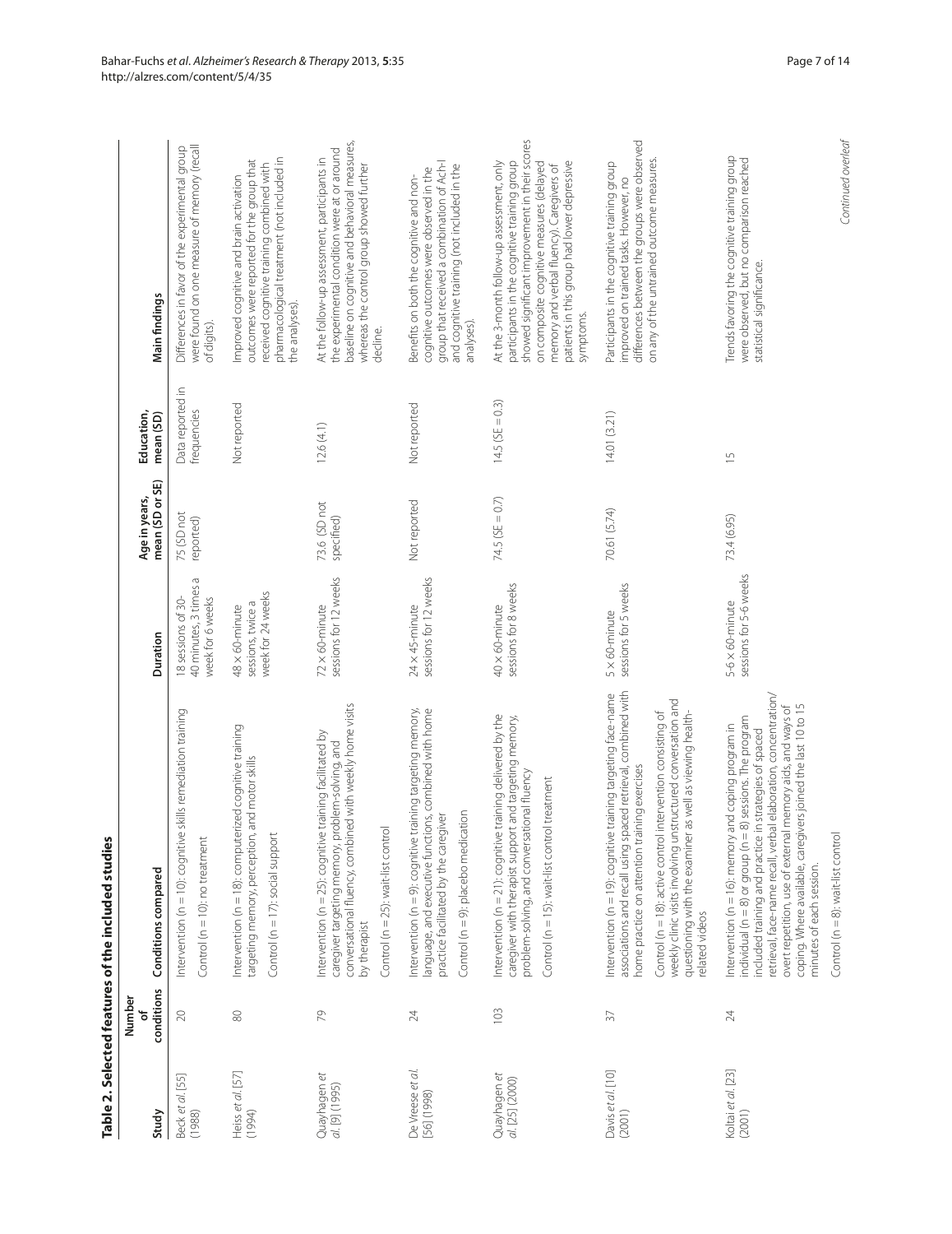**Table 2. Selected features of the included studies**

| Study | Number of conditions | Conditions compared | Duration | Age in years, mean (SD or SE) | Education, mean (SD) | Main findings |
|---|---|---|---|---|---|---|
| Beck *et al*. [55] (1988) | 20 | Intervention (n = 10): cognitive skills remediation training<br>Control (n = 10): no treatment | 18 sessions of 30-40 minutes, 3 times a week for 6 weeks | 75 (SD not reported) | Data reported in frequencies | Differences in favor of the experimental group were found on one measure of memory (recall of digits). |
| Heiss *et al*. [57] (1994) | 80 | Intervention (n = 18): computerized cognitive training targeting memory, perception, and motor skills<br>Control (n = 17): social support | 48 × 60-minute sessions, twice a week for 24 weeks | | Not reported | Improved cognitive and brain activation outcomes were reported for the group that received cognitive training combined with pharmacological treatment (not included in the analyses). |
| Quayhagen *et al*. [9] (1995) | 79 | Intervention (n = 25): cognitive training facilitated by caregiver targeting memory, problem-solving, and conversational fluency, combined with weekly home visits by therapist<br>Control (n = 25): wait-list control | 72 × 60-minute sessions for 12 weeks | 73.6 (SD not specified) | 12.6 (4.1) | At the follow-up assessment, participants in the experimental condition were at or around baseline on cognitive and behavioral measures, whereas the control group showed further decline. |
| De Vreese *et al*. [56] (1998) | 24 | Intervention (n = 9): cognitive training targeting memory, language, and executive functions, combined with home practice facilitated by the caregiver<br>Control (n = 9): placebo medication | 24 × 45-minute sessions for 12 weeks | Not reported | Not reported | Benefits on both the cognitive and non-cognitive outcomes were observed in the group that received a combination of Ach-I and cognitive training (not included in the analyses). |
| Quayhagen *et al*. [25] (2000) | 103 | Intervention (n = 21): cognitive training delivered by the caregiver with therapist support and targeting memory, problem-solving, and conversational fluency<br>Control (n = 15): wait-list control treatment | 40 × 60-minute sessions for 8 weeks | 74.5 (SE = 0.7) | 14.5 (SE = 0.3) | At the 3-month follow-up assessment, only participants in the cognitive training group showed significant improvement in their scores on composite cognitive measures (delayed memory and verbal fluency). Caregivers of patients in this group had lower depressive symptoms. |
| Davis *et al*. [10] (2001) | 37 | Intervention (n = 19): cognitive training targeting face-name associations and recall using spaced retrieval, combined with home practice on attention training exercises<br>Control (n = 18): active control intervention consisting of weekly clinic visits involving unstructured conversation and questioning with the examiner as well as viewing health-related videos | 5 × 60-minute sessions for 5 weeks | 70.61 (5.74) | 14.01 (3.21) | Participants in the cognitive training group improved on trained tasks. However, no differences between the groups were observed on any of the untrained outcome measures. |
| Koltai *et al*. [23] (2001) | 24 | Intervention (n = 16): memory and coping program in individual (n = 8) or group (n = 8) sessions. The program included training and practice in strategies of spaced retrieval, face-name recall, verbal elaboration, concentration/overt repetition, use of external memory aids, and ways of coping. Where available, caregivers joined the last 10 to 15 minutes of each session.<br>Control (n = 8): wait-list control | 5-6 × 60-minute sessions for 5-6 weeks | 73.4 (6.95) | 15 | Trends favoring the cognitive training group were observed, but no comparison reached statistical significance. |

*Continued overleaf*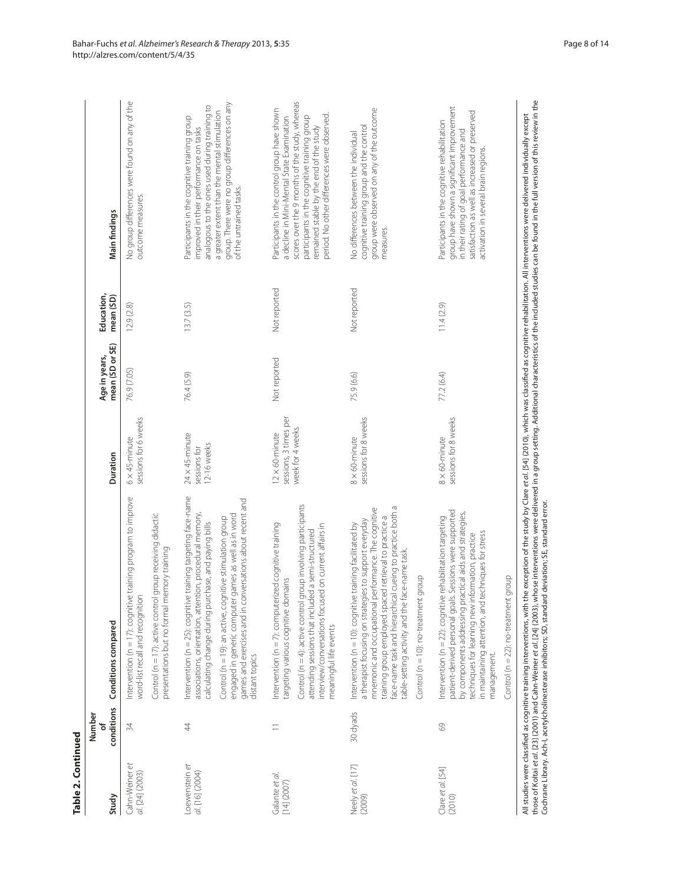**Table 2. Continued**

| Study | Number of conditions | Conditions compared | Duration | Age in years, mean (SD or SE) | Education, mean (SD) | Main findings |
|---|---|---|---|---|---|---|
| Cahn-Weiner *et al.* [24] (2003) | 34 | Intervention (n = 17): cognitive training program to improve word-list recall and recognition<br>Control (n = 17): active control group receiving didactic presentations but no formal memory training | 6 × 45-minute sessions for 6 weeks | 76.9 (7.05) | 12.9 (2.8) | No group differences were found on any of the outcome measures. |
| Loewenstein *et al.* [16] (2004) | 44 | Intervention (n = 25): cognitive training targeting face-name associations, orientation, attention, procedural memory, calculating change during purchase, and paying bills<br>Control (n = 19): an active, cognitive stimulation group engaged in generic computer games as well as in word games and exercises and in conversations about recent and distant topics | 24 × 45-minute sessions for 12-16 weeks | 76.4 (5.9) | 13.7 (3.5) | Participants in the cognitive training group improved in their performance on tasks analogous to the ones used during training to a greater extent than the mental stimulation group. There were no group differences on any of the untrained tasks. |
| Galante *et al.* [14] (2007) | 11 | Intervention (n = 7): computerized cognitive training targeting various cognitive domains<br>Control (n = 4): active control group involving participants attending sessions that included a semi-structured interview/conversations focused on current affairs in meaningful life events | 12 × 60-minute sessions, 3 times per week for 4 weeks | Not reported | Not reported | Participants in the control group have shown a decline in Mini-Mental State Examination scores over the 9 months of the study, whereas participants in the cognitive training group remained stable by the end of the study period. No other differences were observed. |
| Neely *et al.* [17] (2009) | 30 dyads | Intervention (n = 10): cognitive training facilitated by a therapist focusing on strategies to support everyday mnemonic and occupational performance. The cognitive training group employed spaced retrieval to practice a face-name task and hierarchical cueing to practice both a table-setting activity and the face-name task.<br>Control (n = 10): no-treatment group | 8 × 60-minute sessions for 8 weeks | 75.9 (6.6) | Not reported | No differences between the individual cognitive training group and the control group were observed on any of the outcome measures. |
| Clare *et al.* [54] (2010) | 69 | Intervention (n = 22): cognitive rehabilitation targeting patient-derived personal goals. Sessions were supported by components addressing practical aids and strategies, techniques for learning new information, practice in maintaining attention, and techniques for stress management.<br>Control (n = 22): no-treatment group | 8 × 60-minute sessions for 8 weeks | 77.2 (6.4) | 11.4 (2.9) | Participants in the cognitive rehabilitation group have shown a significant improvement in their rating of goal performance and satisfaction as well as increased or preserved activation in several brain regions. |

All studies were classified as cognitive training interventions, with the exception of the study by Clare *et al.* [54] (2010), which was classified as cognitive rehabilitation. All interventions were delivered individually except those of Koltai *et al.* [23] (2001) and Cahn-Weiner *et al.* [24] (2003), whose interventions were delivered in a group setting. Additional characteristics of the included studies can be found in the full version of this review in the Cochrane Library. Ach-I, acetylcholinesterase inhibitors; SD, standard deviation; SE, standard error.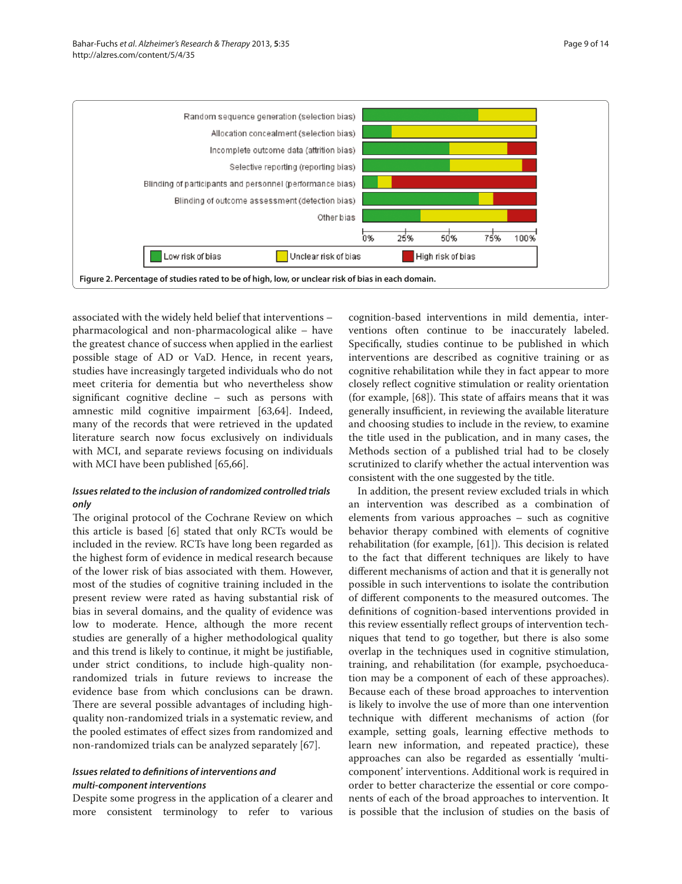Random sequence generation (selection bias)

Allocation concealment (selection bias)

Incomplete outcome data (attrition bias)

Selective reporting (reporting bias)

Blinding of participants and personnel (performance bias)

Blinding of outcome assessment (detection bias)

Other bias

0% 25% 50% 75% 100%

Low risk of bias    Unclear risk of bias    High risk of bias

**Figure 2. Percentage of studies rated to be of high, low, or unclear risk of bias in each domain.**

associated with the widely held belief that interventions – pharmacological and non-pharmacological alike – have the greatest chance of success when applied in the earliest possible stage of AD or VaD. Hence, in recent years, studies have increasingly targeted individuals who do not meet criteria for dementia but who nevertheless show significant cognitive decline – such as persons with amnestic mild cognitive impairment [63,64]. Indeed, many of the records that were retrieved in the updated literature search now focus exclusively on individuals with MCI, and separate reviews focusing on individuals with MCI have been published [65,66].

### *Issues related to the inclusion of randomized controlled trials only*

The original protocol of the Cochrane Review on which this article is based [6] stated that only RCTs would be included in the review. RCTs have long been regarded as the highest form of evidence in medical research because of the lower risk of bias associated with them. However, most of the studies of cognitive training included in the present review were rated as having substantial risk of bias in several domains, and the quality of evidence was low to moderate. Hence, although the more recent studies are generally of a higher methodological quality and this trend is likely to continue, it might be justifiable, under strict conditions, to include high-quality non-randomized trials in future reviews to increase the evidence base from which conclusions can be drawn. There are several possible advantages of including high-quality non-randomized trials in a systematic review, and the pooled estimates of effect sizes from randomized and non-randomized trials can be analyzed separately [67].

### *Issues related to definitions of interventions and multi-component interventions*

Despite some progress in the application of a clearer and more consistent terminology to refer to various cognition-based interventions in mild dementia, interventions often continue to be inaccurately labeled. Specifically, studies continue to be published in which interventions are described as cognitive training or as cognitive rehabilitation while they in fact appear to more closely reflect cognitive stimulation or reality orientation (for example, [68]). This state of affairs means that it was generally insufficient, in reviewing the available literature and choosing studies to include in the review, to examine the title used in the publication, and in many cases, the Methods section of a published trial had to be closely scrutinized to clarify whether the actual intervention was consistent with the one suggested by the title.

In addition, the present review excluded trials in which an intervention was described as a combination of elements from various approaches – such as cognitive behavior therapy combined with elements of cognitive rehabilitation (for example, [61]). This decision is related to the fact that different techniques are likely to have different mechanisms of action and that it is generally not possible in such interventions to isolate the contribution of different components to the measured outcomes. The definitions of cognition-based interventions provided in this review essentially reflect groups of intervention techniques that tend to go together, but there is also some overlap in the techniques used in cognitive stimulation, training, and rehabilitation (for example, psychoeducation may be a component of each of these approaches). Because each of these broad approaches to intervention is likely to involve the use of more than one intervention technique with different mechanisms of action (for example, setting goals, learning effective methods to learn new information, and repeated practice), these approaches can also be regarded as essentially 'multi-component' interventions. Additional work is required in order to better characterize the essential or core components of each of the broad approaches to intervention. It is possible that the inclusion of studies on the basis of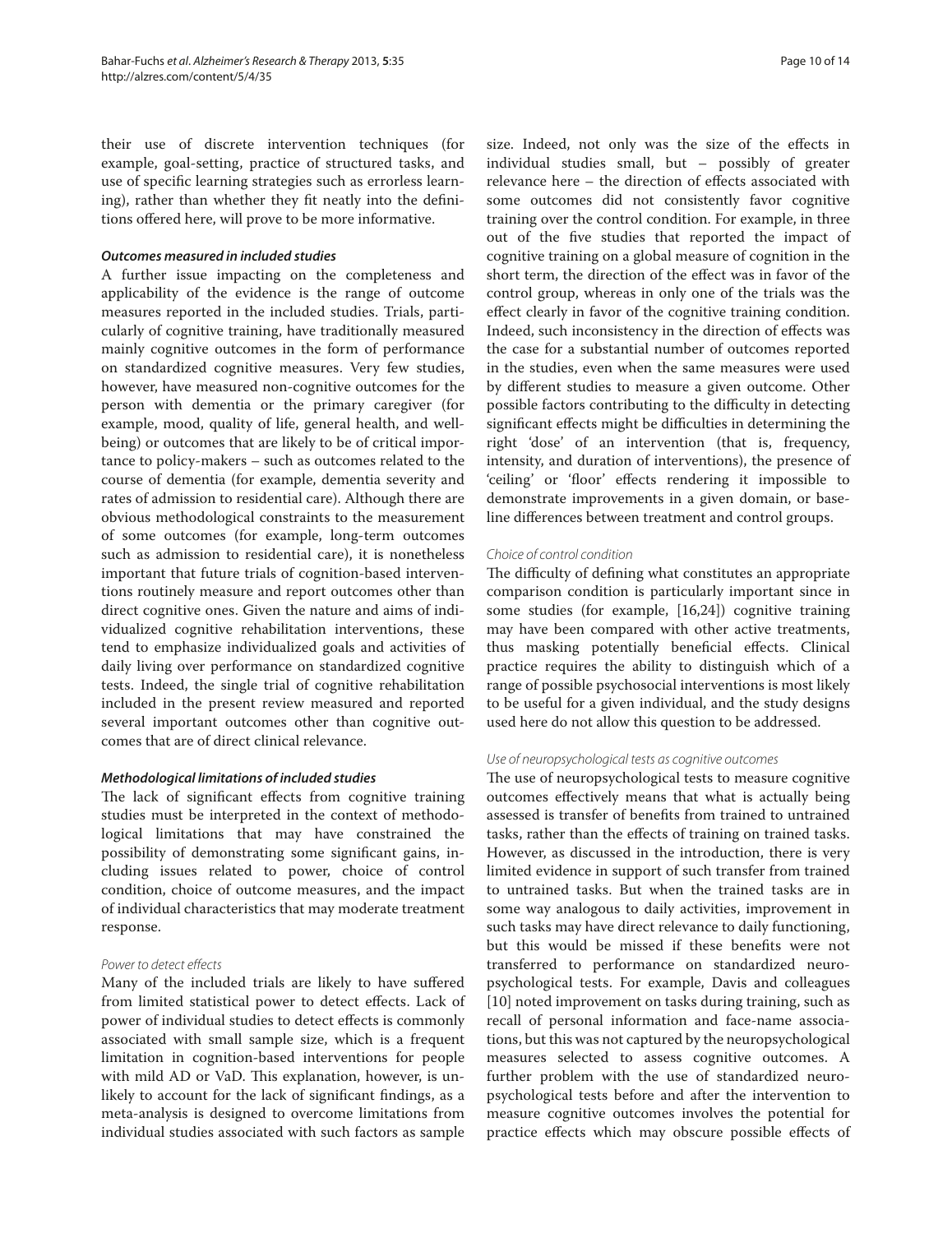their use of discrete intervention techniques (for example, goal-setting, practice of structured tasks, and use of specific learning strategies such as errorless learning), rather than whether they fit neatly into the definitions offered here, will prove to be more informative.

### *Outcomes measured in included studies*

A further issue impacting on the completeness and applicability of the evidence is the range of outcome measures reported in the included studies. Trials, particularly of cognitive training, have traditionally measured mainly cognitive outcomes in the form of performance on standardized cognitive measures. Very few studies, however, have measured non-cognitive outcomes for the person with dementia or the primary caregiver (for example, mood, quality of life, general health, and well-being) or outcomes that are likely to be of critical importance to policy-makers – such as outcomes related to the course of dementia (for example, dementia severity and rates of admission to residential care). Although there are obvious methodological constraints to the measurement of some outcomes (for example, long-term outcomes such as admission to residential care), it is nonetheless important that future trials of cognition-based interventions routinely measure and report outcomes other than direct cognitive ones. Given the nature and aims of individualized cognitive rehabilitation interventions, these tend to emphasize individualized goals and activities of daily living over performance on standardized cognitive tests. Indeed, the single trial of cognitive rehabilitation included in the present review measured and reported several important outcomes other than cognitive outcomes that are of direct clinical relevance.

### *Methodological limitations of included studies*

The lack of significant effects from cognitive training studies must be interpreted in the context of methodological limitations that may have constrained the possibility of demonstrating some significant gains, including issues related to power, choice of control condition, choice of outcome measures, and the impact of individual characteristics that may moderate treatment response.

#### *Power to detect effects*

Many of the included trials are likely to have suffered from limited statistical power to detect effects. Lack of power of individual studies to detect effects is commonly associated with small sample size, which is a frequent limitation in cognition-based interventions for people with mild AD or VaD. This explanation, however, is unlikely to account for the lack of significant findings, as a meta-analysis is designed to overcome limitations from individual studies associated with such factors as sample size. Indeed, not only was the size of the effects in individual studies small, but – possibly of greater relevance here – the direction of effects associated with some outcomes did not consistently favor cognitive training over the control condition. For example, in three out of the five studies that reported the impact of cognitive training on a global measure of cognition in the short term, the direction of the effect was in favor of the control group, whereas in only one of the trials was the effect clearly in favor of the cognitive training condition. Indeed, such inconsistency in the direction of effects was the case for a substantial number of outcomes reported in the studies, even when the same measures were used by different studies to measure a given outcome. Other possible factors contributing to the difficulty in detecting significant effects might be difficulties in determining the right 'dose' of an intervention (that is, frequency, intensity, and duration of interventions), the presence of 'ceiling' or 'floor' effects rendering it impossible to demonstrate improvements in a given domain, or baseline differences between treatment and control groups.

#### *Choice of control condition*

The difficulty of defining what constitutes an appropriate comparison condition is particularly important since in some studies (for example, [16,24]) cognitive training may have been compared with other active treatments, thus masking potentially beneficial effects. Clinical practice requires the ability to distinguish which of a range of possible psychosocial interventions is most likely to be useful for a given individual, and the study designs used here do not allow this question to be addressed.

#### *Use of neuropsychological tests as cognitive outcomes*

The use of neuropsychological tests to measure cognitive outcomes effectively means that what is actually being assessed is transfer of benefits from trained to untrained tasks, rather than the effects of training on trained tasks. However, as discussed in the introduction, there is very limited evidence in support of such transfer from trained to untrained tasks. But when the trained tasks are in some way analogous to daily activities, improvement in such tasks may have direct relevance to daily functioning, but this would be missed if these benefits were not transferred to performance on standardized neuropsychological tests. For example, Davis and colleagues [10] noted improvement on tasks during training, such as recall of personal information and face-name associations, but this was not captured by the neuropsychological measures selected to assess cognitive outcomes. A further problem with the use of standardized neuropsychological tests before and after the intervention to measure cognitive outcomes involves the potential for practice effects which may obscure possible effects of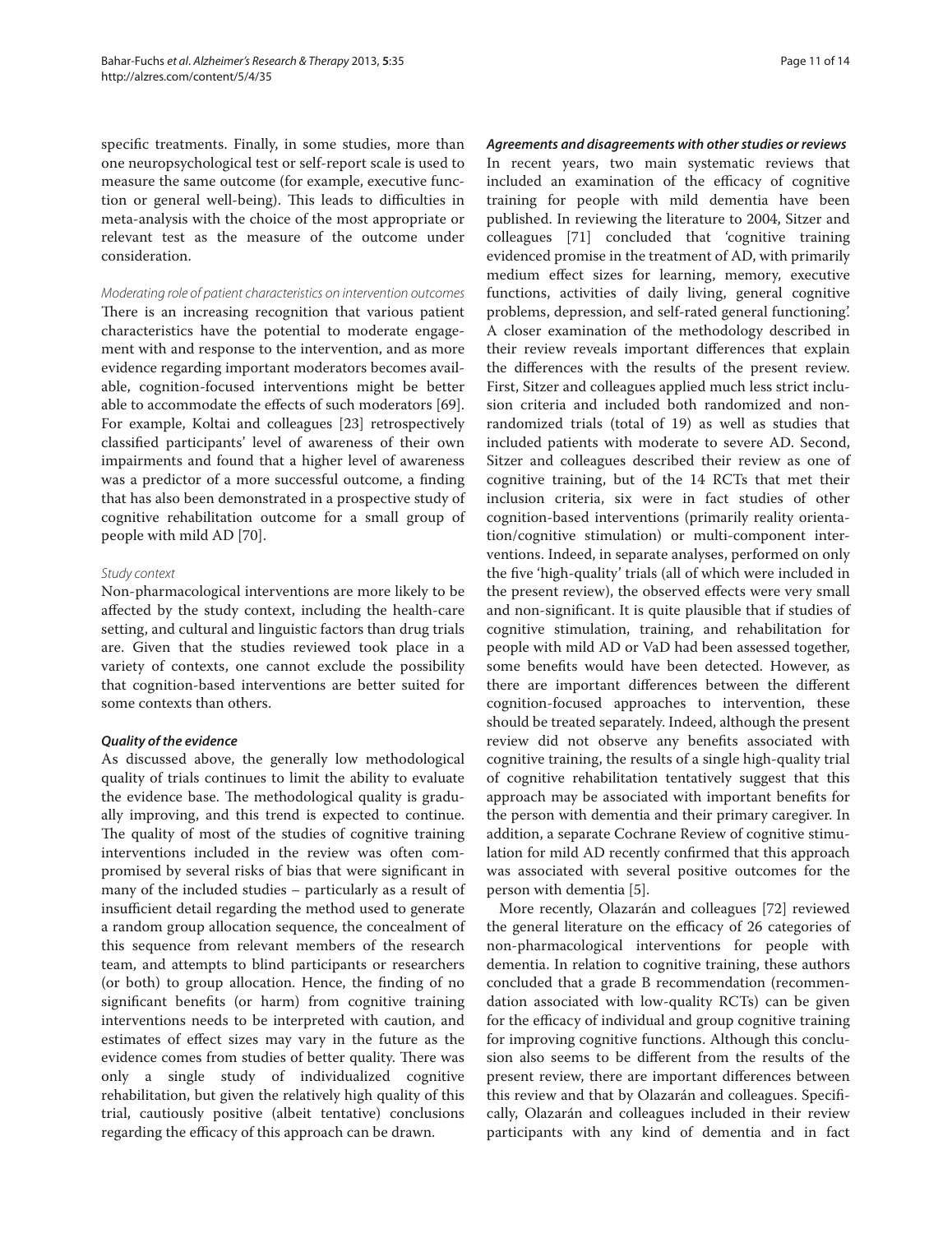specific treatments. Finally, in some studies, more than one neuropsychological test or self-report scale is used to measure the same outcome (for example, executive function or general well-being). This leads to difficulties in meta-analysis with the choice of the most appropriate or relevant test as the measure of the outcome under consideration.

*Moderating role of patient characteristics on intervention outcomes*

There is an increasing recognition that various patient characteristics have the potential to moderate engagement with and response to the intervention, and as more evidence regarding important moderators becomes available, cognition-focused interventions might be better able to accommodate the effects of such moderators [69]. For example, Koltai and colleagues [23] retrospectively classified participants' level of awareness of their own impairments and found that a higher level of awareness was a predictor of a more successful outcome, a finding that has also been demonstrated in a prospective study of cognitive rehabilitation outcome for a small group of people with mild AD [70].

*Study context*

Non-pharmacological interventions are more likely to be affected by the study context, including the health-care setting, and cultural and linguistic factors than drug trials are. Given that the studies reviewed took place in a variety of contexts, one cannot exclude the possibility that cognition-based interventions are better suited for some contexts than others.

### *Quality of the evidence*

As discussed above, the generally low methodological quality of trials continues to limit the ability to evaluate the evidence base. The methodological quality is gradually improving, and this trend is expected to continue. The quality of most of the studies of cognitive training interventions included in the review was often compromised by several risks of bias that were significant in many of the included studies – particularly as a result of insufficient detail regarding the method used to generate a random group allocation sequence, the concealment of this sequence from relevant members of the research team, and attempts to blind participants or researchers (or both) to group allocation. Hence, the finding of no significant benefits (or harm) from cognitive training interventions needs to be interpreted with caution, and estimates of effect sizes may vary in the future as the evidence comes from studies of better quality. There was only a single study of individualized cognitive rehabilitation, but given the relatively high quality of this trial, cautiously positive (albeit tentative) conclusions regarding the efficacy of this approach can be drawn.

### *Agreements and disagreements with other studies or reviews*

In recent years, two main systematic reviews that included an examination of the efficacy of cognitive training for people with mild dementia have been published. In reviewing the literature to 2004, Sitzer and colleagues [71] concluded that 'cognitive training evidenced promise in the treatment of AD, with primarily medium effect sizes for learning, memory, executive functions, activities of daily living, general cognitive problems, depression, and self-rated general functioning'. A closer examination of the methodology described in their review reveals important differences that explain the differences with the results of the present review. First, Sitzer and colleagues applied much less strict inclusion criteria and included both randomized and non-randomized trials (total of 19) as well as studies that included patients with moderate to severe AD. Second, Sitzer and colleagues described their review as one of cognitive training, but of the 14 RCTs that met their inclusion criteria, six were in fact studies of other cognition-based interventions (primarily reality orientation/cognitive stimulation) or multi-component interventions. Indeed, in separate analyses, performed on only the five 'high-quality' trials (all of which were included in the present review), the observed effects were very small and non-significant. It is quite plausible that if studies of cognitive stimulation, training, and rehabilitation for people with mild AD or VaD had been assessed together, some benefits would have been detected. However, as there are important differences between the different cognition-focused approaches to intervention, these should be treated separately. Indeed, although the present review did not observe any benefits associated with cognitive training, the results of a single high-quality trial of cognitive rehabilitation tentatively suggest that this approach may be associated with important benefits for the person with dementia and their primary caregiver. In addition, a separate Cochrane Review of cognitive stimulation for mild AD recently confirmed that this approach was associated with several positive outcomes for the person with dementia [5].

More recently, Olazarán and colleagues [72] reviewed the general literature on the efficacy of 26 categories of non-pharmacological interventions for people with dementia. In relation to cognitive training, these authors concluded that a grade B recommendation (recommendation associated with low-quality RCTs) can be given for the efficacy of individual and group cognitive training for improving cognitive functions. Although this conclusion also seems to be different from the results of the present review, there are important differences between this review and that by Olazarán and colleagues. Specifically, Olazarán and colleagues included in their review participants with any kind of dementia and in fact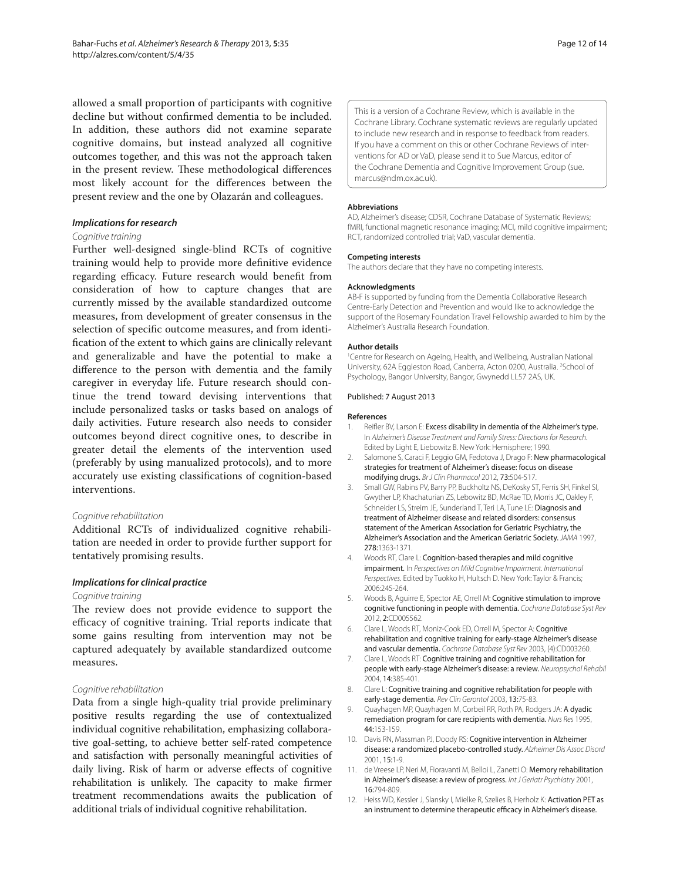allowed a small proportion of participants with cognitive decline but without confirmed dementia to be included. In addition, these authors did not examine separate cognitive domains, but instead analyzed all cognitive outcomes together, and this was not the approach taken in the present review. These methodological differences most likely account for the differences between the present review and the one by Olazarán and colleagues.

### *Implications for research*

*Cognitive training*

Further well-designed single-blind RCTs of cognitive training would help to provide more definitive evidence regarding efficacy. Future research would benefit from consideration of how to capture changes that are currently missed by the available standardized outcome measures, from development of greater consensus in the selection of specific outcome measures, and from identification of the extent to which gains are clinically relevant and generalizable and have the potential to make a difference to the person with dementia and the family caregiver in everyday life. Future research should continue the trend toward devising interventions that include personalized tasks or tasks based on analogs of daily activities. Future research also needs to consider outcomes beyond direct cognitive ones, to describe in greater detail the elements of the intervention used (preferably by using manualized protocols), and to more accurately use existing classifications of cognition-based interventions.

*Cognitive rehabilitation*

Additional RCTs of individualized cognitive rehabilitation are needed in order to provide further support for tentatively promising results.

### *Implications for clinical practice*

*Cognitive training*

The review does not provide evidence to support the efficacy of cognitive training. Trial reports indicate that some gains resulting from intervention may not be captured adequately by available standardized outcome measures.

*Cognitive rehabilitation*

Data from a single high-quality trial provide preliminary positive results regarding the use of contextualized individual cognitive rehabilitation, emphasizing collaborative goal-setting, to achieve better self-rated competence and satisfaction with personally meaningful activities of daily living. Risk of harm or adverse effects of cognitive rehabilitation is unlikely. The capacity to make firmer treatment recommendations awaits the publication of additional trials of individual cognitive rehabilitation.

This is a version of a Cochrane Review, which is available in the Cochrane Library. Cochrane systematic reviews are regularly updated to include new research and in response to feedback from readers. If you have a comment on this or other Cochrane Reviews of interventions for AD or VaD, please send it to Sue Marcus, editor of the Cochrane Dementia and Cognitive Improvement Group (sue.marcus@ndm.ox.ac.uk).

#### Abbreviations

AD, Alzheimer's disease; CDSR, Cochrane Database of Systematic Reviews; fMRI, functional magnetic resonance imaging; MCI, mild cognitive impairment; RCT, randomized controlled trial; VaD, vascular dementia.

#### Competing interests

The authors declare that they have no competing interests.

#### Acknowledgments

AB-F is supported by funding from the Dementia Collaborative Research Centre-Early Detection and Prevention and would like to acknowledge the support of the Rosemary Foundation Travel Fellowship awarded to him by the Alzheimer's Australia Research Foundation.

#### Author details

[1]Centre for Research on Ageing, Health, and Wellbeing, Australian National University, 62A Eggleston Road, Canberra, Acton 0200, Australia. [2]School of Psychology, Bangor University, Bangor, Gwynedd LL57 2AS, UK.

Published: 7 August 2013

#### References

1. Reifler BV, Larson E: **Excess disability in dementia of the Alzheimer's type.** In *Alzheimer's Disease Treatment and Family Stress: Directions for Research*. Edited by Light E, Liebowitz B. New York: Hemisphere; 1990.
2. Salomone S, Caraci F, Leggio GM, Fedotova J, Drago F: **New pharmacological strategies for treatment of Alzheimer's disease: focus on disease modifying drugs.** *Br J Clin Pharmacol* 2012, **73:**504-517.
3. Small GW, Rabins PV, Barry PP, Buckholtz NS, DeKosky ST, Ferris SH, Finkel SI, Gwyther LP, Khachaturian ZS, Lebowitz BD, McRae TD, Morris JC, Oakley F, Schneider LS, Streim JE, Sunderland T, Teri LA, Tune LE: **Diagnosis and treatment of Alzheimer disease and related disorders: consensus statement of the American Association for Geriatric Psychiatry, the Alzheimer's Association and the American Geriatric Society.** *JAMA* 1997, **278:**1363-1371.
4. Woods RT, Clare L: **Cognition-based therapies and mild cognitive impairment.** In *Perspectives on Mild Cognitive Impairment. International Perspectives*. Edited by Tuokko H, Hultsch D. New York: Taylor & Francis; 2006:245-264.
5. Woods B, Aguirre E, Spector AE, Orrell M: **Cognitive stimulation to improve cognitive functioning in people with dementia.** *Cochrane Database Syst Rev* 2012, **2:**CD005562.
6. Clare L, Woods RT, Moniz-Cook ED, Orrell M, Spector A: **Cognitive rehabilitation and cognitive training for early-stage Alzheimer's disease and vascular dementia.** *Cochrane Database Syst Rev* 2003, (4):CD003260.
7. Clare L, Woods RT: **Cognitive training and cognitive rehabilitation for people with early-stage Alzheimer's disease: a review.** *Neuropsychol Rehabil* 2004, **14:**385-401.
8. Clare L: **Cognitive training and cognitive rehabilitation for people with early-stage dementia.** *Rev Clin Gerontol* 2003, **13:**75-83.
9. Quayhagen MP, Quayhagen M, Corbeil RR, Roth PA, Rodgers JA: **A dyadic remediation program for care recipients with dementia.** *Nurs Res* 1995, **44:**153-159.
10. Davis RN, Massman PJ, Doody RS: **Cognitive intervention in Alzheimer disease: a randomized placebo-controlled study.** *Alzheimer Dis Assoc Disord* 2001, **15:**1-9.
11. de Vreese LP, Neri M, Fioravanti M, Belloi L, Zanetti O: **Memory rehabilitation in Alzheimer's disease: a review of progress.** *Int J Geriatr Psychiatry* 2001, **16:**794-809.
12. Heiss WD, Kessler J, Slansky I, Mielke R, Szelies B, Herholz K: **Activation PET as an instrument to determine therapeutic efficacy in Alzheimer's disease.**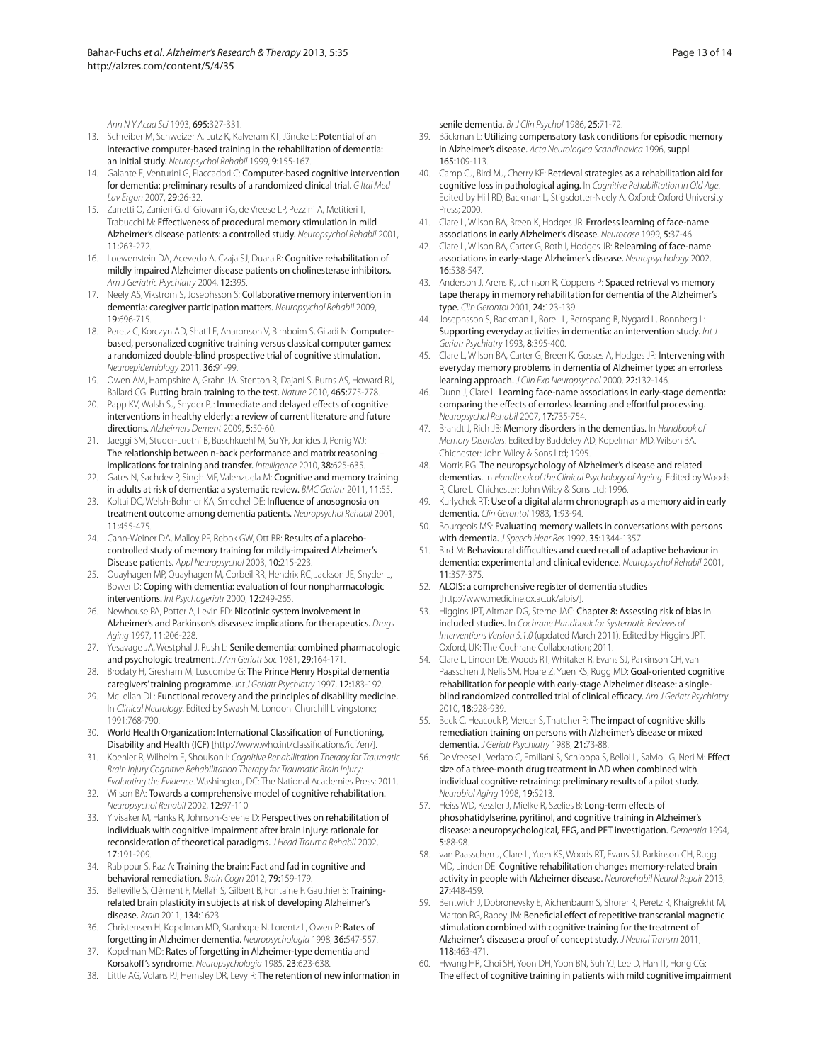Ann N Y Acad Sci 1993, 695:327-331.

13. Schreiber M, Schweizer A, Lutz K, Kalveram KT, Jäncke L: Potential of an interactive computer-based training in the rehabilitation of dementia: an initial study. *Neuropsychol Rehabil* 1999, 9:155-167.
14. Galante E, Venturini G, Fiaccadori C: Computer-based cognitive intervention for dementia: preliminary results of a randomized clinical trial. *G Ital Med Lav Ergon* 2007, 29:26-32.
15. Zanetti O, Zanieri G, di Giovanni G, de Vreese LP, Pezzini A, Metitieri T, Trabucchi M: Effectiveness of procedural memory stimulation in mild Alzheimer's disease patients: a controlled study. *Neuropsychol Rehabil* 2001, 11:263-272.
16. Loewenstein DA, Acevedo A, Czaja SJ, Duara R: Cognitive rehabilitation of mildly impaired Alzheimer disease patients on cholinesterase inhibitors. *Am J Geriatric Psychiatry* 2004, 12:395.
17. Neely AS, Vikstrom S, Josephsson S: Collaborative memory intervention in dementia: caregiver participation matters. *Neuropsychol Rehabil* 2009, 19:696-715.
18. Peretz C, Korczyn AD, Shatil E, Aharonson V, Birnboim S, Giladi N: Computer-based, personalized cognitive training versus classical computer games: a randomized double-blind prospective trial of cognitive stimulation. *Neuroepidemiology* 2011, 36:91-99.
19. Owen AM, Hampshire A, Grahn JA, Stenton R, Dajani S, Burns AS, Howard RJ, Ballard CG: Putting brain training to the test. *Nature* 2010, 465:775-778.
20. Papp KV, Walsh SJ, Snyder PJ: Immediate and delayed effects of cognitive interventions in healthy elderly: a review of current literature and future directions. *Alzheimers Dement* 2009, 5:50-60.
21. Jaeggi SM, Studer-Luethi B, Buschkuehl M, Su YF, Jonides J, Perrig WJ: The relationship between n-back performance and matrix reasoning – implications for training and transfer. *Intelligence* 2010, 38:625-635.
22. Gates N, Sachdev P, Singh MF, Valenzuela M: Cognitive and memory training in adults at risk of dementia: a systematic review. *BMC Geriatr* 2011, 11:55.
23. Koltai DC, Welsh-Bohmer KA, Smechel DE: Influence of anosognosia on treatment outcome among dementia patients. *Neuropsychol Rehabil* 2001, 11:455-475.
24. Cahn-Weiner DA, Malloy PF, Rebok GW, Ott BR: Results of a placebo-controlled study of memory training for mildly-impaired Alzheimer's Disease patients. *Appl Neuropsychol* 2003, 10:215-223.
25. Quayhagen MP, Quayhagen M, Corbeil RR, Hendrix RC, Jackson JE, Snyder L, Bower D: Coping with dementia: evaluation of four nonpharmacologic interventions. *Int Psychogeriatr* 2000, 12:249-265.
26. Newhouse PA, Potter A, Levin ED: Nicotinic system involvement in Alzheimer's and Parkinson's diseases: implications for therapeutics. *Drugs Aging* 1997, 11:206-228.
27. Yesavage JA, Westphal J, Rush L: Senile dementia: combined pharmacologic and psychologic treatment. *J Am Geriatr Soc* 1981, 29:164-171.
28. Brodaty H, Gresham M, Luscombe G: The Prince Henry Hospital dementia caregivers' training programme. *Int J Geriatr Psychiatry* 1997, 12:183-192.
29. McLellan DL: Functional recovery and the principles of disability medicine. In *Clinical Neurology*. Edited by Swash M. London: Churchill Livingstone; 1991:768-790.
30. World Health Organization: International Classification of Functioning, Disability and Health (ICF) [http://www.who.int/classifications/icf/en/].
31. Koehler R, Wilhelm E, Shoulson I: *Cognitive Rehabilitation Therapy for Traumatic Brain Injury Cognitive Rehabilitation Therapy for Traumatic Brain Injury: Evaluating the Evidence*. Washington, DC: The National Academies Press; 2011.
32. Wilson BA: Towards a comprehensive model of cognitive rehabilitation. *Neuropsychol Rehabil* 2002, 12:97-110.
33. Ylvisaker M, Hanks R, Johnson-Greene D: Perspectives on rehabilitation of individuals with cognitive impairment after brain injury: rationale for reconsideration of theoretical paradigms. *J Head Trauma Rehabil* 2002, 17:191-209.
34. Rabipour S, Raz A: Training the brain: Fact and fad in cognitive and behavioral remediation. *Brain Cogn* 2012, 79:159-179.
35. Belleville S, Clément F, Mellah S, Gilbert B, Fontaine F, Gauthier S: Training-related brain plasticity in subjects at risk of developing Alzheimer's disease. *Brain* 2011, 134:1623.
36. Christensen H, Kopelman MD, Stanhope N, Lorentz L, Owen P: Rates of forgetting in Alzheimer dementia. *Neuropsychologia* 1998, 36:547-557.
37. Kopelman MD: Rates of forgetting in Alzheimer-type dementia and Korsakoff's syndrome. *Neuropsychologia* 1985, 23:623-638.
38. Little AG, Volans PJ, Hemsley DR, Levy R: The retention of new information in senile dementia. *Br J Clin Psychol* 1986, 25:71-72.
39. Bäckman L: Utilizing compensatory task conditions for episodic memory in Alzheimer's disease. *Acta Neurologica Scandinavica* 1996, suppl 165:109-113.
40. Camp CJ, Bird MJ, Cherry KE: Retrieval strategies as a rehabilitation aid for cognitive loss in pathological aging. In *Cognitive Rehabilitation in Old Age*. Edited by Hill RD, Backman L, Stigsdotter-Neely A. Oxford: Oxford University Press; 2000.
41. Clare L, Wilson BA, Breen K, Hodges JR: Errorless learning of face-name associations in early Alzheimer's disease. *Neurocase* 1999, 5:37-46.
42. Clare L, Wilson BA, Carter G, Roth I, Hodges JR: Relearning of face-name associations in early-stage Alzheimer's disease. *Neuropsychology* 2002, 16:538-547.
43. Anderson J, Arens K, Johnson R, Coppens P: Spaced retrieval vs memory tape therapy in memory rehabilitation for dementia of the Alzheimer's type. *Clin Gerontol* 2001, 24:123-139.
44. Josephsson S, Backman L, Borell L, Bernspang B, Nygard L, Ronnberg L: Supporting everyday activities in dementia: an intervention study. *Int J Geriatr Psychiatry* 1993, 8:395-400.
45. Clare L, Wilson BA, Carter G, Breen K, Gosses A, Hodges JR: Intervening with everyday memory problems in dementia of Alzheimer type: an errorless learning approach. *J Clin Exp Neuropsychol* 2000, 22:132-146.
46. Dunn J, Clare L: Learning face-name associations in early-stage dementia: comparing the effects of errorless learning and effortful processing. *Neuropsychol Rehabil* 2007, 17:735-754.
47. Brandt J, Rich JB: Memory disorders in the dementias. In *Handbook of Memory Disorders*. Edited by Baddeley AD, Kopelman MD, Wilson BA. Chichester: John Wiley & Sons Ltd; 1995.
48. Morris RG: The neuropsychology of Alzheimer's disease and related dementias. In *Handbook of the Clinical Psychology of Ageing*. Edited by Woods R, Clare L. Chichester: John Wiley & Sons Ltd; 1996.
49. Kurlychek RT: Use of a digital alarm chronograph as a memory aid in early dementia. *Clin Gerontol* 1983, 1:93-94.
50. Bourgeois MS: Evaluating memory wallets in conversations with persons with dementia. *J Speech Hear Res* 1992, 35:1344-1357.
51. Bird M: Behavioural difficulties and cued recall of adaptive behaviour in dementia: experimental and clinical evidence. *Neuropsychol Rehabil* 2001, 11:357-375.
52. ALOIS: a comprehensive register of dementia studies [http://www.medicine.ox.ac.uk/alois/].
53. Higgins JPT, Altman DG, Sterne JAC: Chapter 8: Assessing risk of bias in included studies. In *Cochrane Handbook for Systematic Reviews of Interventions Version 5.1.0* (updated March 2011). Edited by Higgins JPT. Oxford, UK: The Cochrane Collaboration; 2011.
54. Clare L, Linden DE, Woods RT, Whitaker R, Evans SJ, Parkinson CH, van Paasschen J, Nelis SM, Hoare Z, Yuen KS, Rugg MD: Goal-oriented cognitive rehabilitation for people with early-stage Alzheimer disease: a single-blind randomized controlled trial of clinical efficacy. *Am J Geriatr Psychiatry* 2010, 18:928-939.
55. Beck C, Heacock P, Mercer S, Thatcher R: The impact of cognitive skills remediation training on persons with Alzheimer's disease or mixed dementia. *J Geriatr Psychiatry* 1988, 21:73-88.
56. De Vreese L, Verlato C, Emiliani S, Schioppa S, Belloi L, Salvioli G, Neri M: Effect size of a three-month drug treatment in AD when combined with individual cognitive retraining: preliminary results of a pilot study. *Neurobiol Aging* 1998, 19:S213.
57. Heiss WD, Kessler J, Mielke R, Szelies B: Long-term effects of phosphatidylserine, pyritinol, and cognitive training in Alzheimer's disease: a neuropsychological, EEG, and PET investigation. *Dementia* 1994, 5:88-98.
58. van Paasschen J, Clare L, Yuen KS, Woods RT, Evans SJ, Parkinson CH, Rugg MD, Linden DE: Cognitive rehabilitation changes memory-related brain activity in people with Alzheimer disease. *Neurorehabil Neural Repair* 2013, 27:448-459.
59. Bentwich J, Dobronevsky E, Aichenbaum S, Shorer R, Peretz R, Khaigrekht M, Marton RG, Rabey JM: Beneficial effect of repetitive transcranial magnetic stimulation combined with cognitive training for the treatment of Alzheimer's disease: a proof of concept study. *J Neural Transm* 2011, 118:463-471.
60. Hwang HR, Choi SH, Yoon DH, Yoon BN, Suh YJ, Lee D, Han IT, Hong CG: The effect of cognitive training in patients with mild cognitive impairment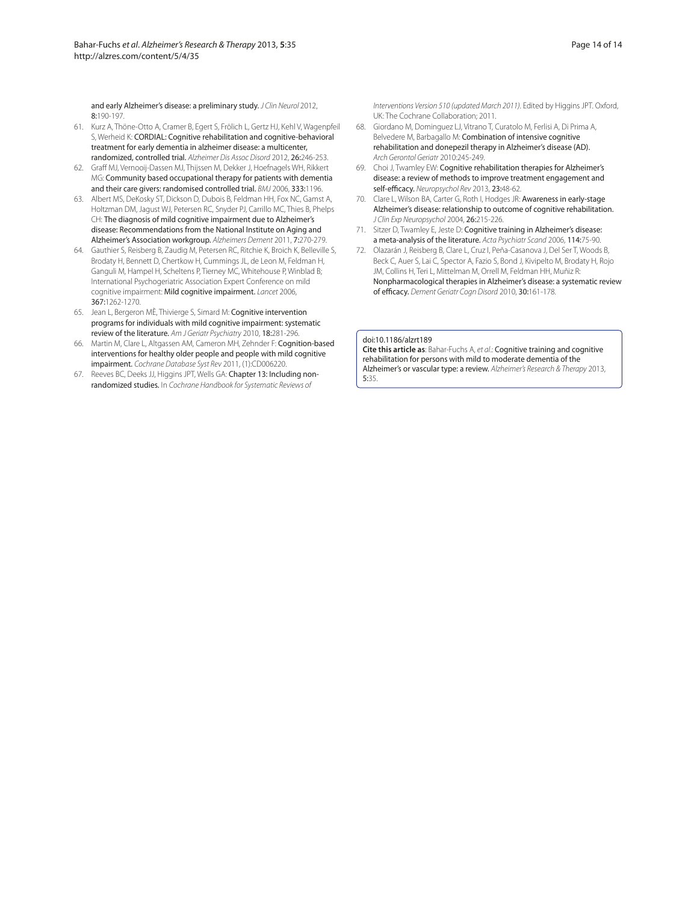and early Alzheimer's disease: a preliminary study. *J Clin Neurol* 2012, **8**:190-197.

61. Kurz A, Thöne-Otto A, Cramer B, Egert S, Frölich L, Gertz HJ, Kehl V, Wagenpfeil S, Werheid K: CORDIAL: Cognitive rehabilitation and cognitive-behavioral treatment for early dementia in alzheimer disease: a multicenter, randomized, controlled trial. *Alzheimer Dis Assoc Disord* 2012, **26**:246-253.
62. Graff MJ, Vernooij-Dassen MJ, Thijssen M, Dekker J, Hoefnagels WH, Rikkert MG: Community based occupational therapy for patients with dementia and their care givers: randomised controlled trial. *BMJ* 2006, **333**:1196.
63. Albert MS, DeKosky ST, Dickson D, Dubois B, Feldman HH, Fox NC, Gamst A, Holtzman DM, Jagust WJ, Petersen RC, Snyder PJ, Carrillo MC, Thies B, Phelps CH: The diagnosis of mild cognitive impairment due to Alzheimer's disease: Recommendations from the National Institute on Aging and Alzheimer's Association workgroup. *Alzheimers Dement* 2011, **7**:270-279.
64. Gauthier S, Reisberg B, Zaudig M, Petersen RC, Ritchie K, Broich K, Belleville S, Brodaty H, Bennett D, Chertkow H, Cummings JL, de Leon M, Feldman H, Ganguli M, Hampel H, Scheltens P, Tierney MC, Whitehouse P, Winblad B; International Psychogeriatric Association Expert Conference on mild cognitive impairment: Mild cognitive impairment. *Lancet* 2006, **367**:1262-1270.
65. Jean L, Bergeron MÈ, Thivierge S, Simard M: Cognitive intervention programs for individuals with mild cognitive impairment: systematic review of the literature. *Am J Geriatr Psychiatry* 2010, **18**:281-296.
66. Martin M, Clare L, Altgassen AM, Cameron MH, Zehnder F: Cognition-based interventions for healthy older people and people with mild cognitive impairment. *Cochrane Database Syst Rev* 2011, (1):CD006220.
67. Reeves BC, Deeks JJ, Higgins JPT, Wells GA: Chapter 13: Including non-randomized studies. In *Cochrane Handbook for Systematic Reviews of Interventions Version 510 (updated March 2011)*. Edited by Higgins JPT. Oxford, UK: The Cochrane Collaboration; 2011.
68. Giordano M, Dominguez LJ, Vitrano T, Curatolo M, Ferlisi A, Di Prima A, Belvedere M, Barbagallo M: Combination of intensive cognitive rehabilitation and donepezil therapy in Alzheimer's disease (AD). *Arch Gerontol Geriatr* 2010:245-249.
69. Choi J, Twamley EW: Cognitive rehabilitation therapies for Alzheimer's disease: a review of methods to improve treatment engagement and self-efficacy. *Neuropsychol Rev* 2013, **23**:48-62.
70. Clare L, Wilson BA, Carter G, Roth I, Hodges JR: Awareness in early-stage Alzheimer's disease: relationship to outcome of cognitive rehabilitation. *J Clin Exp Neuropsychol* 2004, **26**:215-226.
71. Sitzer D, Twamley E, Jeste D: Cognitive training in Alzheimer's disease: a meta-analysis of the literature. *Acta Psychiatr Scand* 2006, **114**:75-90.
72. Olazarán J, Reisberg B, Clare L, Cruz I, Peña-Casanova J, Del Ser T, Woods B, Beck C, Auer S, Lai C, Spector A, Fazio S, Bond J, Kivipelto M, Brodaty H, Rojo JM, Collins H, Teri L, Mittelman M, Orrell M, Feldman HH, Muñiz R: Nonpharmacological therapies in Alzheimer's disease: a systematic review of efficacy. *Dement Geriatr Cogn Disord* 2010, **30**:161-178.

doi:10.1186/alzrt189
**Cite this article as**: Bahar-Fuchs A, *et al.*: Cognitive training and cognitive rehabilitation for persons with mild to moderate dementia of the Alzheimer's or vascular type: a review. *Alzheimer's Research & Therapy* 2013, **5**:35.